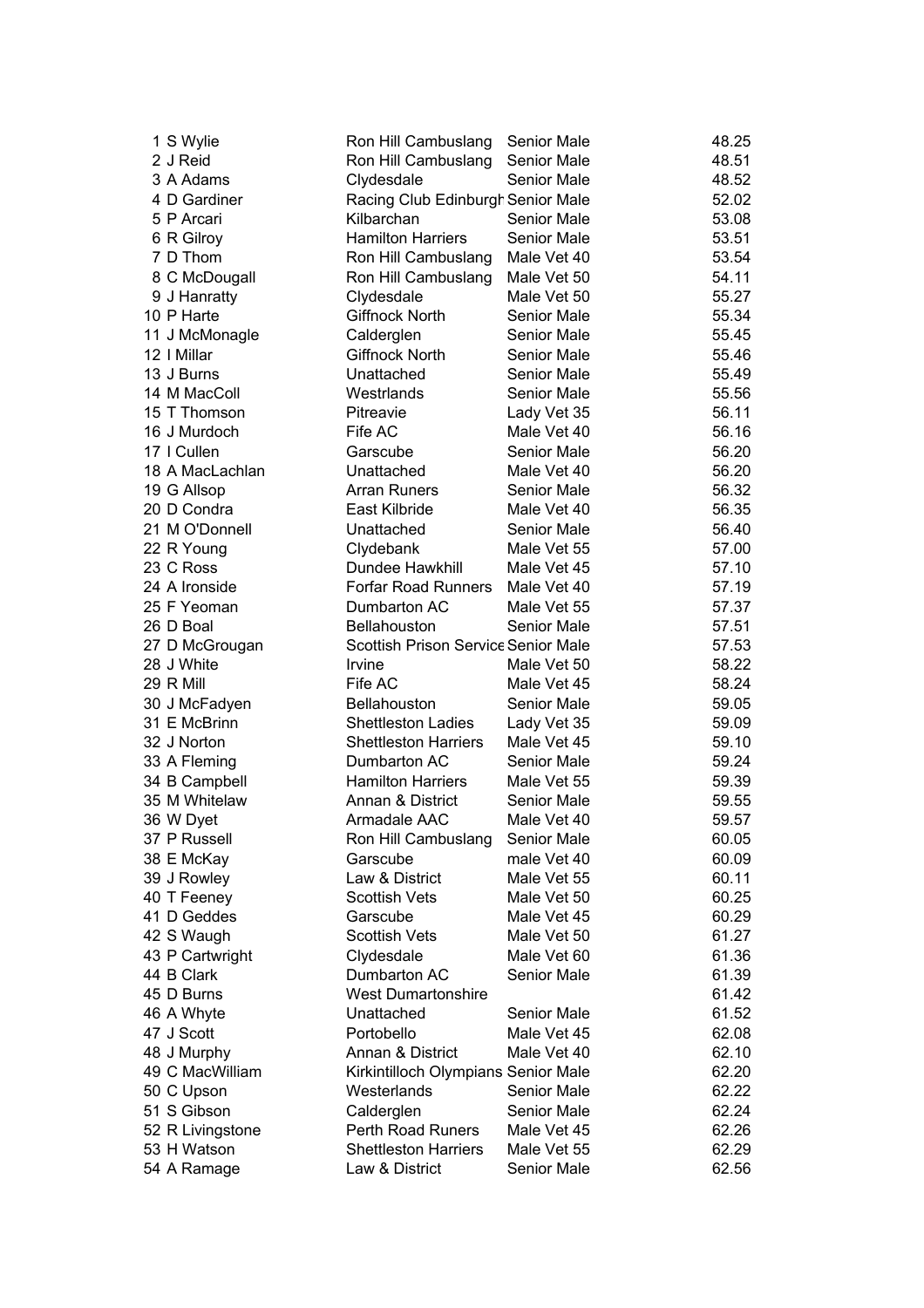| | | | | |
|---|---|---|---|---|
| 1 | S Wylie | Ron Hill Cambuslang | Senior Male | 48.25 |
| 2 | J Reid | Ron Hill Cambuslang | Senior Male | 48.51 |
| 3 | A Adams | Clydesdale | Senior Male | 48.52 |
| 4 | D Gardiner | Racing Club Edinburgh | Senior Male | 52.02 |
| 5 | P Arcari | Kilbarchan | Senior Male | 53.08 |
| 6 | R Gilroy | Hamilton Harriers | Senior Male | 53.51 |
| 7 | D Thom | Ron Hill Cambuslang | Male Vet 40 | 53.54 |
| 8 | C McDougall | Ron Hill Cambuslang | Male Vet 50 | 54.11 |
| 9 | J Hanratty | Clydesdale | Male Vet 50 | 55.27 |
| 10 | P Harte | Giffnock North | Senior Male | 55.34 |
| 11 | J McMonagle | Calderglen | Senior Male | 55.45 |
| 12 | I Millar | Giffnock North | Senior Male | 55.46 |
| 13 | J Burns | Unattached | Senior Male | 55.49 |
| 14 | M MacColl | Westrlands | Senior Male | 55.56 |
| 15 | T Thomson | Pitreavie | Lady Vet 35 | 56.11 |
| 16 | J Murdoch | Fife AC | Male Vet 40 | 56.16 |
| 17 | I Cullen | Garscube | Senior Male | 56.20 |
| 18 | A MacLachlan | Unattached | Male Vet 40 | 56.20 |
| 19 | G Allsop | Arran Runers | Senior Male | 56.32 |
| 20 | D Condra | East Kilbride | Male Vet 40 | 56.35 |
| 21 | M O'Donnell | Unattached | Senior Male | 56.40 |
| 22 | R Young | Clydebank | Male Vet 55 | 57.00 |
| 23 | C Ross | Dundee Hawkhill | Male Vet 45 | 57.10 |
| 24 | A Ironside | Forfar Road Runners | Male Vet 40 | 57.19 |
| 25 | F Yeoman | Dumbarton AC | Male Vet 55 | 57.37 |
| 26 | D Boal | Bellahouston | Senior Male | 57.51 |
| 27 | D McGrougan | Scottish Prison Service | Senior Male | 57.53 |
| 28 | J White | Irvine | Male Vet 50 | 58.22 |
| 29 | R Mill | Fife AC | Male Vet 45 | 58.24 |
| 30 | J McFadyen | Bellahouston | Senior Male | 59.05 |
| 31 | E McBrinn | Shettleston Ladies | Lady Vet 35 | 59.09 |
| 32 | J Norton | Shettleston Harriers | Male Vet 45 | 59.10 |
| 33 | A Fleming | Dumbarton AC | Senior Male | 59.24 |
| 34 | B Campbell | Hamilton Harriers | Male Vet 55 | 59.39 |
| 35 | M Whitelaw | Annan & District | Senior Male | 59.55 |
| 36 | W Dyet | Armadale AAC | Male Vet 40 | 59.57 |
| 37 | P Russell | Ron Hill Cambuslang | Senior Male | 60.05 |
| 38 | E McKay | Garscube | male Vet 40 | 60.09 |
| 39 | J Rowley | Law & District | Male Vet 55 | 60.11 |
| 40 | T Feeney | Scottish Vets | Male Vet 50 | 60.25 |
| 41 | D Geddes | Garscube | Male Vet 45 | 60.29 |
| 42 | S Waugh | Scottish Vets | Male Vet 50 | 61.27 |
| 43 | P Cartwright | Clydesdale | Male Vet 60 | 61.36 |
| 44 | B Clark | Dumbarton AC | Senior Male | 61.39 |
| 45 | D Burns | West Dumartonshire | | 61.42 |
| 46 | A Whyte | Unattached | Senior Male | 61.52 |
| 47 | J Scott | Portobello | Male Vet 45 | 62.08 |
| 48 | J Murphy | Annan & District | Male Vet 40 | 62.10 |
| 49 | C MacWilliam | Kirkintilloch Olympians | Senior Male | 62.20 |
| 50 | C Upson | Westerlands | Senior Male | 62.22 |
| 51 | S Gibson | Calderglen | Senior Male | 62.24 |
| 52 | R Livingstone | Perth Road Runers | Male Vet 45 | 62.26 |
| 53 | H Watson | Shettleston Harriers | Male Vet 55 | 62.29 |
| 54 | A Ramage | Law & District | Senior Male | 62.56 |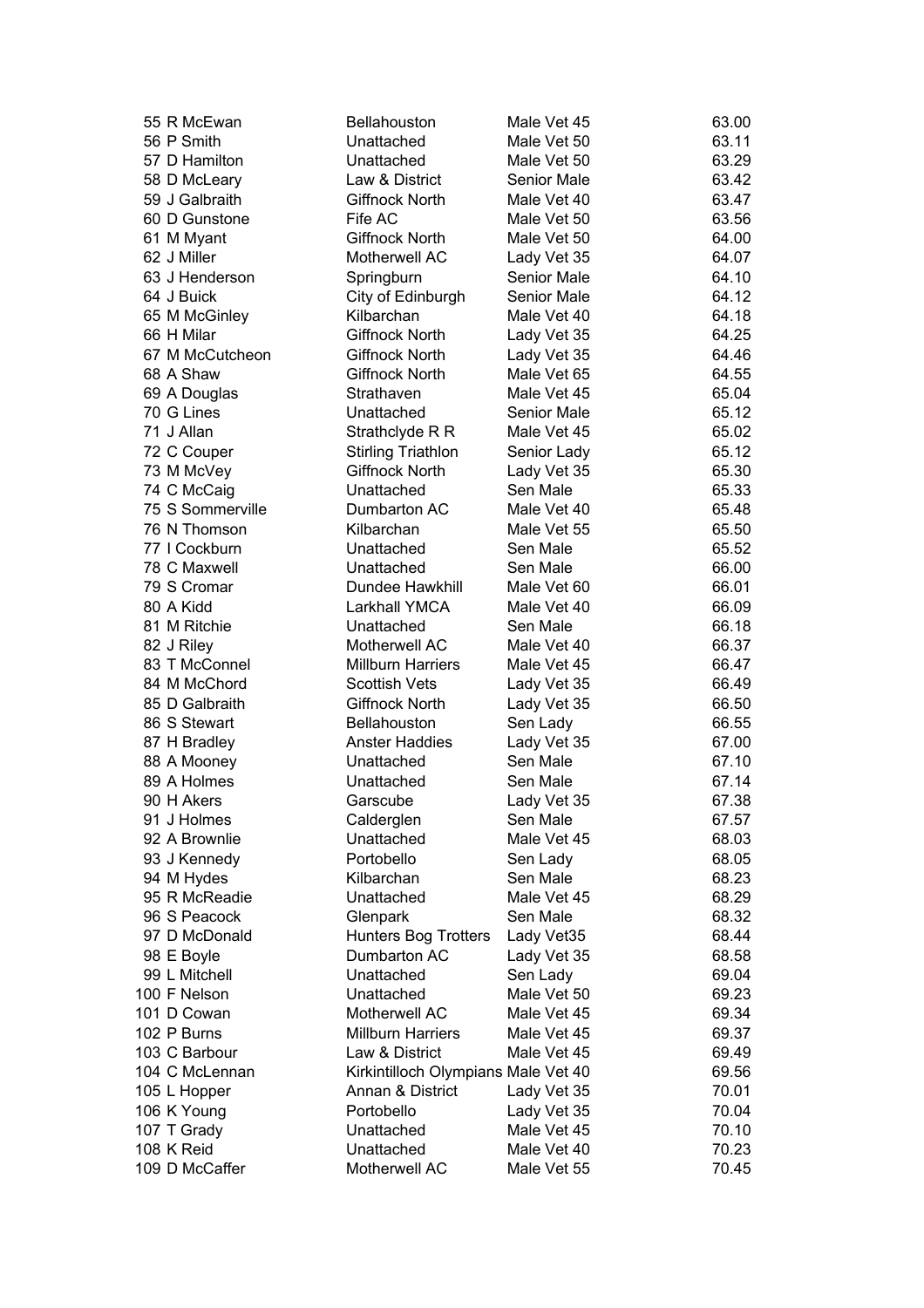| | | | |
|---|---|---|---|
| 55 R McEwan | Bellahouston | Male Vet 45 | 63.00 |
| 56 P Smith | Unattached | Male Vet 50 | 63.11 |
| 57 D Hamilton | Unattached | Male Vet 50 | 63.29 |
| 58 D McLeary | Law & District | Senior Male | 63.42 |
| 59 J Galbraith | Giffnock North | Male Vet 40 | 63.47 |
| 60 D Gunstone | Fife AC | Male Vet 50 | 63.56 |
| 61 M Myant | Giffnock North | Male Vet 50 | 64.00 |
| 62 J Miller | Motherwell AC | Lady Vet 35 | 64.07 |
| 63 J Henderson | Springburn | Senior Male | 64.10 |
| 64 J Buick | City of Edinburgh | Senior Male | 64.12 |
| 65 M McGinley | Kilbarchan | Male Vet 40 | 64.18 |
| 66 H Milar | Giffnock North | Lady Vet 35 | 64.25 |
| 67 M McCutcheon | Giffnock North | Lady Vet 35 | 64.46 |
| 68 A Shaw | Giffnock North | Male Vet 65 | 64.55 |
| 69 A Douglas | Strathaven | Male Vet 45 | 65.04 |
| 70 G Lines | Unattached | Senior Male | 65.12 |
| 71 J Allan | Strathclyde R R | Male Vet 45 | 65.02 |
| 72 C Couper | Stirling Triathlon | Senior Lady | 65.12 |
| 73 M McVey | Giffnock North | Lady Vet 35 | 65.30 |
| 74 C McCaig | Unattached | Sen Male | 65.33 |
| 75 S Sommerville | Dumbarton AC | Male Vet 40 | 65.48 |
| 76 N Thomson | Kilbarchan | Male Vet 55 | 65.50 |
| 77 I Cockburn | Unattached | Sen Male | 65.52 |
| 78 C Maxwell | Unattached | Sen Male | 66.00 |
| 79 S Cromar | Dundee Hawkhill | Male Vet 60 | 66.01 |
| 80 A Kidd | Larkhall YMCA | Male Vet 40 | 66.09 |
| 81 M Ritchie | Unattached | Sen Male | 66.18 |
| 82 J Riley | Motherwell AC | Male Vet 40 | 66.37 |
| 83 T McConnel | Millburn Harriers | Male Vet 45 | 66.47 |
| 84 M McChord | Scottish Vets | Lady Vet 35 | 66.49 |
| 85 D Galbraith | Giffnock North | Lady Vet 35 | 66.50 |
| 86 S Stewart | Bellahouston | Sen Lady | 66.55 |
| 87 H Bradley | Anster Haddies | Lady Vet 35 | 67.00 |
| 88 A Mooney | Unattached | Sen Male | 67.10 |
| 89 A Holmes | Unattached | Sen Male | 67.14 |
| 90 H Akers | Garscube | Lady Vet 35 | 67.38 |
| 91 J Holmes | Calderglen | Sen Male | 67.57 |
| 92 A Brownlie | Unattached | Male Vet 45 | 68.03 |
| 93 J Kennedy | Portobello | Sen Lady | 68.05 |
| 94 M Hydes | Kilbarchan | Sen Male | 68.23 |
| 95 R McReadie | Unattached | Male Vet 45 | 68.29 |
| 96 S Peacock | Glenpark | Sen Male | 68.32 |
| 97 D McDonald | Hunters Bog Trotters | Lady Vet35 | 68.44 |
| 98 E Boyle | Dumbarton AC | Lady Vet 35 | 68.58 |
| 99 L Mitchell | Unattached | Sen Lady | 69.04 |
| 100 F Nelson | Unattached | Male Vet 50 | 69.23 |
| 101 D Cowan | Motherwell AC | Male Vet 45 | 69.34 |
| 102 P Burns | Millburn Harriers | Male Vet 45 | 69.37 |
| 103 C Barbour | Law & District | Male Vet 45 | 69.49 |
| 104 C McLennan | Kirkintilloch Olympians | Male Vet 40 | 69.56 |
| 105 L Hopper | Annan & District | Lady Vet 35 | 70.01 |
| 106 K Young | Portobello | Lady Vet 35 | 70.04 |
| 107 T Grady | Unattached | Male Vet 45 | 70.10 |
| 108 K Reid | Unattached | Male Vet 40 | 70.23 |
| 109 D McCaffer | Motherwell AC | Male Vet 55 | 70.45 |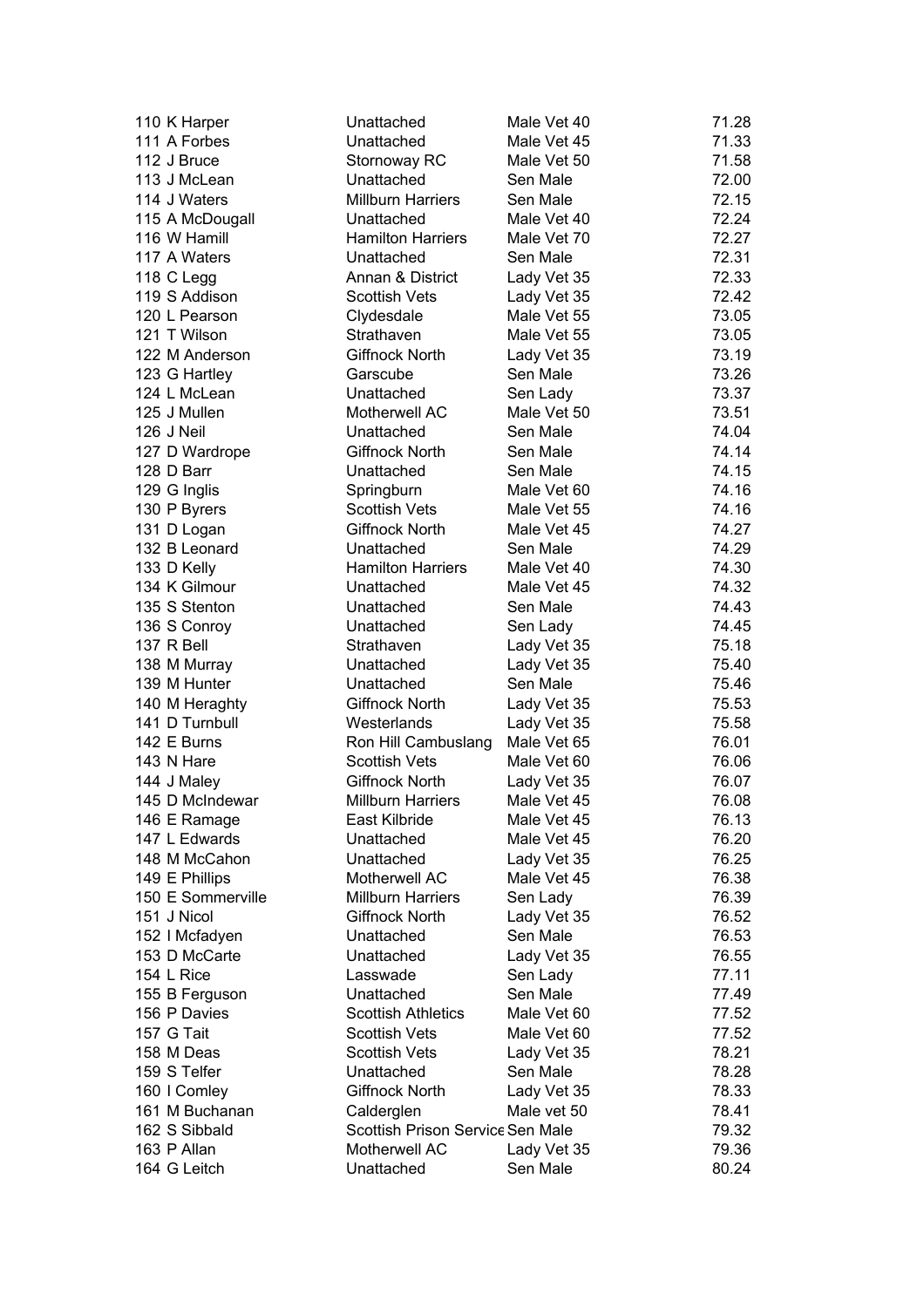| | | | |
|---|---|---|---|
| 110 K Harper | Unattached | Male Vet 40 | 71.28 |
| 111 A Forbes | Unattached | Male Vet 45 | 71.33 |
| 112 J Bruce | Stornoway RC | Male Vet 50 | 71.58 |
| 113 J McLean | Unattached | Sen Male | 72.00 |
| 114 J Waters | Millburn Harriers | Sen Male | 72.15 |
| 115 A McDougall | Unattached | Male Vet 40 | 72.24 |
| 116 W Hamill | Hamilton Harriers | Male Vet 70 | 72.27 |
| 117 A Waters | Unattached | Sen Male | 72.31 |
| 118 C Legg | Annan & District | Lady Vet 35 | 72.33 |
| 119 S Addison | Scottish Vets | Lady Vet 35 | 72.42 |
| 120 L Pearson | Clydesdale | Male Vet 55 | 73.05 |
| 121 T Wilson | Strathaven | Male Vet 55 | 73.05 |
| 122 M Anderson | Giffnock North | Lady Vet 35 | 73.19 |
| 123 G Hartley | Garscube | Sen Male | 73.26 |
| 124 L McLean | Unattached | Sen Lady | 73.37 |
| 125 J Mullen | Motherwell AC | Male Vet 50 | 73.51 |
| 126 J Neil | Unattached | Sen Male | 74.04 |
| 127 D Wardrope | Giffnock North | Sen Male | 74.14 |
| 128 D Barr | Unattached | Sen Male | 74.15 |
| 129 G Inglis | Springburn | Male Vet 60 | 74.16 |
| 130 P Byrers | Scottish Vets | Male Vet 55 | 74.16 |
| 131 D Logan | Giffnock North | Male Vet 45 | 74.27 |
| 132 B Leonard | Unattached | Sen Male | 74.29 |
| 133 D Kelly | Hamilton Harriers | Male Vet 40 | 74.30 |
| 134 K Gilmour | Unattached | Male Vet 45 | 74.32 |
| 135 S Stenton | Unattached | Sen Male | 74.43 |
| 136 S Conroy | Unattached | Sen Lady | 74.45 |
| 137 R Bell | Strathaven | Lady Vet 35 | 75.18 |
| 138 M Murray | Unattached | Lady Vet 35 | 75.40 |
| 139 M Hunter | Unattached | Sen Male | 75.46 |
| 140 M Heraghty | Giffnock North | Lady Vet 35 | 75.53 |
| 141 D Turnbull | Westerlands | Lady Vet 35 | 75.58 |
| 142 E Burns | Ron Hill Cambuslang | Male Vet 65 | 76.01 |
| 143 N Hare | Scottish Vets | Male Vet 60 | 76.06 |
| 144 J Maley | Giffnock North | Lady Vet 35 | 76.07 |
| 145 D McIndewar | Millburn Harriers | Male Vet 45 | 76.08 |
| 146 E Ramage | East Kilbride | Male Vet 45 | 76.13 |
| 147 L Edwards | Unattached | Male Vet 45 | 76.20 |
| 148 M McCahon | Unattached | Lady Vet 35 | 76.25 |
| 149 E Phillips | Motherwell AC | Male Vet 45 | 76.38 |
| 150 E Sommerville | Millburn Harriers | Sen Lady | 76.39 |
| 151 J Nicol | Giffnock North | Lady Vet 35 | 76.52 |
| 152 I Mcfadyen | Unattached | Sen Male | 76.53 |
| 153 D McCarte | Unattached | Lady Vet 35 | 76.55 |
| 154 L Rice | Lasswade | Sen Lady | 77.11 |
| 155 B Ferguson | Unattached | Sen Male | 77.49 |
| 156 P Davies | Scottish Athletics | Male Vet 60 | 77.52 |
| 157 G Tait | Scottish Vets | Male Vet 60 | 77.52 |
| 158 M Deas | Scottish Vets | Lady Vet 35 | 78.21 |
| 159 S Telfer | Unattached | Sen Male | 78.28 |
| 160 I Comley | Giffnock North | Lady Vet 35 | 78.33 |
| 161 M Buchanan | Calderglen | Male vet 50 | 78.41 |
| 162 S Sibbald | Scottish Prison Servic | Sen Male | 79.32 |
| 163 P Allan | Motherwell AC | Lady Vet 35 | 79.36 |
| 164 G Leitch | Unattached | Sen Male | 80.24 |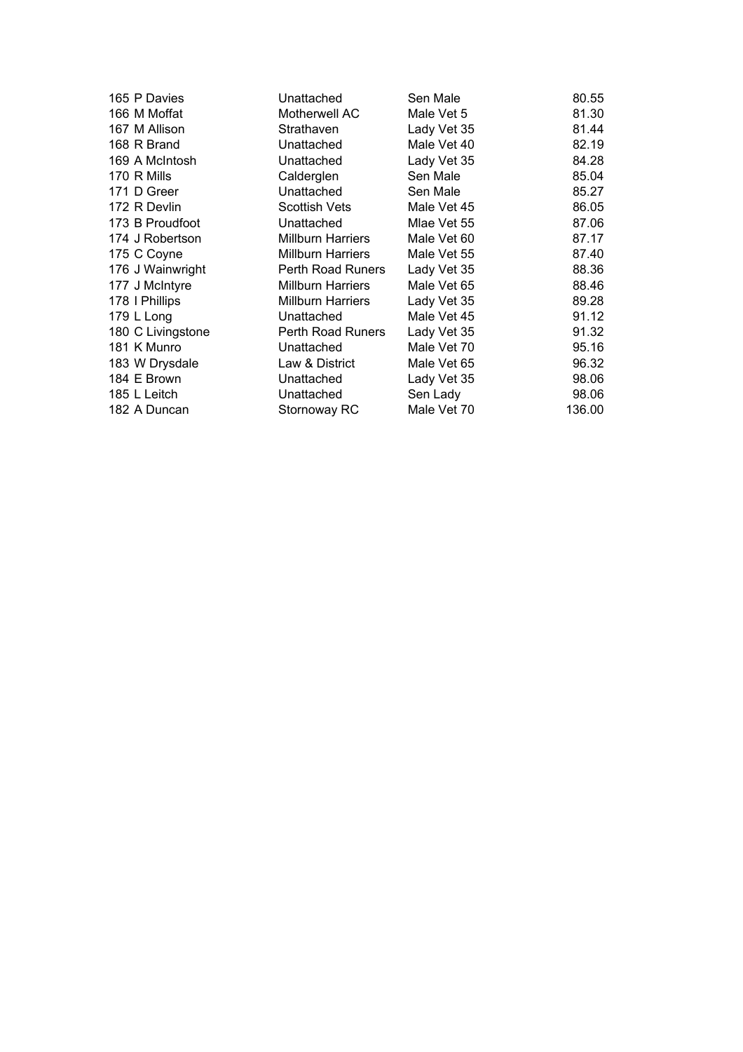| | | | |
|---|---|---|---|
| 165 P Davies | Unattached | Sen Male | 80.55 |
| 166 M Moffat | Motherwell AC | Male Vet 5 | 81.30 |
| 167 M Allison | Strathaven | Lady Vet 35 | 81.44 |
| 168 R Brand | Unattached | Male Vet 40 | 82.19 |
| 169 A McIntosh | Unattached | Lady Vet 35 | 84.28 |
| 170 R Mills | Calderglen | Sen Male | 85.04 |
| 171 D Greer | Unattached | Sen Male | 85.27 |
| 172 R Devlin | Scottish Vets | Male Vet 45 | 86.05 |
| 173 B Proudfoot | Unattached | Mlae Vet 55 | 87.06 |
| 174 J Robertson | Millburn Harriers | Male Vet 60 | 87.17 |
| 175 C Coyne | Millburn Harriers | Male Vet 55 | 87.40 |
| 176 J Wainwright | Perth Road Runers | Lady Vet 35 | 88.36 |
| 177 J McIntyre | Millburn Harriers | Male Vet 65 | 88.46 |
| 178 I Phillips | Millburn Harriers | Lady Vet 35 | 89.28 |
| 179 L Long | Unattached | Male Vet 45 | 91.12 |
| 180 C Livingstone | Perth Road Runers | Lady Vet 35 | 91.32 |
| 181 K Munro | Unattached | Male Vet 70 | 95.16 |
| 183 W Drysdale | Law & District | Male Vet 65 | 96.32 |
| 184 E Brown | Unattached | Lady Vet 35 | 98.06 |
| 185 L Leitch | Unattached | Sen Lady | 98.06 |
| 182 A Duncan | Stornoway RC | Male Vet 70 | 136.00 |